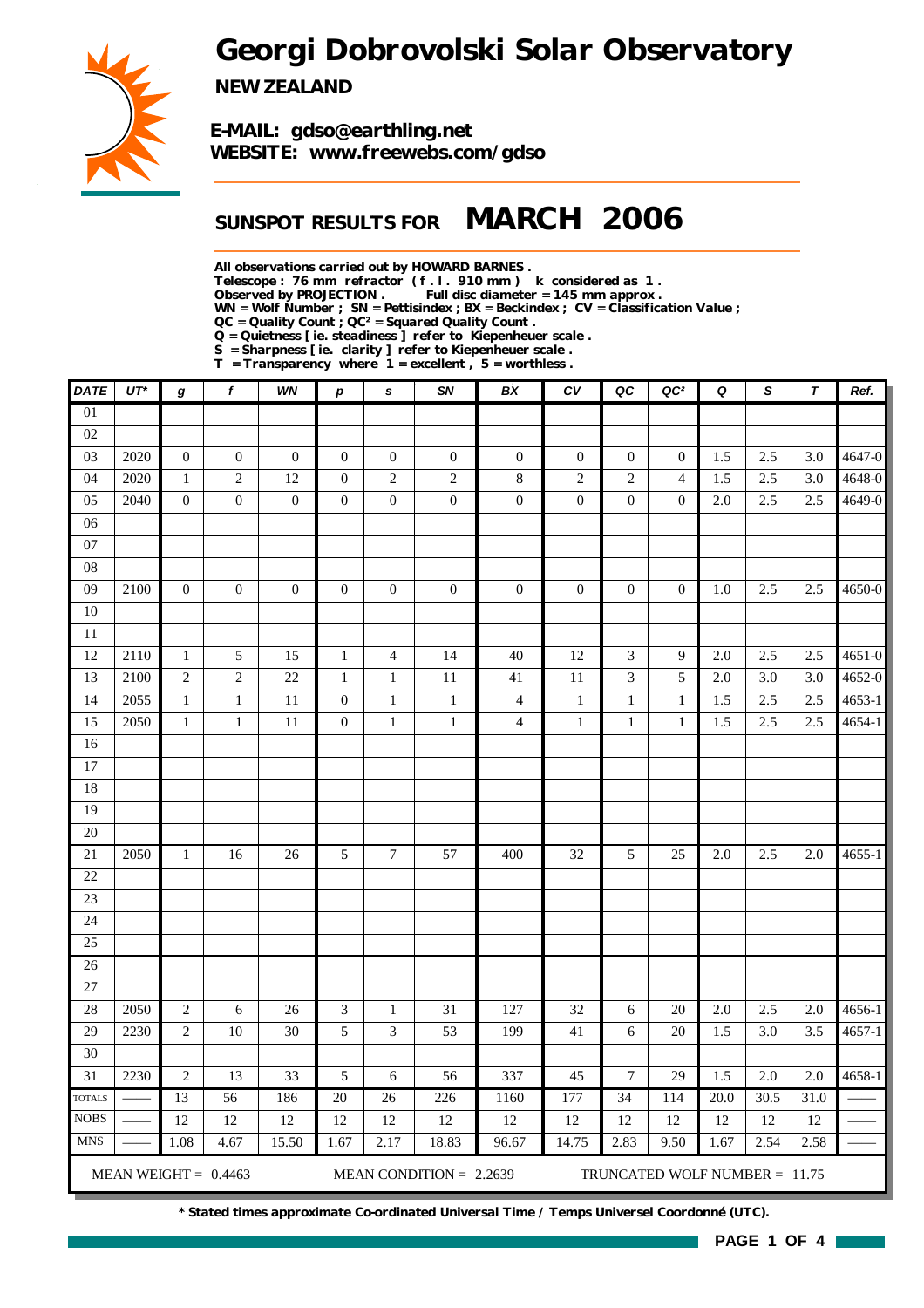# Georgi Dobrovolski Solar Observatory

**NEW ZEALAND**

**E-MAIL: gdso@earthling.net**
**WEBSITE: www.freewebs.com/gdso**

## SUNSPOT RESULTS FOR MARCH 2006

**All observations carried out by HOWARD BARNES .**
**Telescope : 76 mm refractor ( f . l . 910 mm ) k considered as 1 .**
**Observed by PROJECTION . Full disc diameter = 145 mm approx .**
**WN = Wolf Number ; SN = Pettisindex ; BX = Beckindex ; CV = Classification Value ;**
**QC = Quality Count ; QC² = Squared Quality Count .**
**Q = Quietness [ ie. steadiness ] refer to Kiepenheuer scale .**
**S = Sharpness [ ie. clarity ] refer to Kiepenheuer scale .**
**T = Transparency where 1 = excellent , 5 = worthless .**

| DATE | UT* | g | f | WN | p | s | SN | BX | CV | QC | QC² | Q | S | T | Ref. |
|---|---|---|---|---|---|---|---|---|---|---|---|---|---|---|---|
| 01 | | | | | | | | | | | | | | | |
| 02 | | | | | | | | | | | | | | | |
| 03 | 2020 | 0 | 0 | 0 | 0 | 0 | 0 | 0 | 0 | 0 | 0 | 1.5 | 2.5 | 3.0 | 4647-0 |
| 04 | 2020 | 1 | 2 | 12 | 0 | 2 | 2 | 8 | 2 | 2 | 4 | 1.5 | 2.5 | 3.0 | 4648-0 |
| 05 | 2040 | 0 | 0 | 0 | 0 | 0 | 0 | 0 | 0 | 0 | 0 | 2.0 | 2.5 | 2.5 | 4649-0 |
| 06 | | | | | | | | | | | | | | | |
| 07 | | | | | | | | | | | | | | | |
| 08 | | | | | | | | | | | | | | | |
| 09 | 2100 | 0 | 0 | 0 | 0 | 0 | 0 | 0 | 0 | 0 | 0 | 1.0 | 2.5 | 2.5 | 4650-0 |
| 10 | | | | | | | | | | | | | | | |
| 11 | | | | | | | | | | | | | | | |
| 12 | 2110 | 1 | 5 | 15 | 1 | 4 | 14 | 40 | 12 | 3 | 9 | 2.0 | 2.5 | 2.5 | 4651-0 |
| 13 | 2100 | 2 | 2 | 22 | 1 | 1 | 11 | 41 | 11 | 3 | 5 | 2.0 | 3.0 | 3.0 | 4652-0 |
| 14 | 2055 | 1 | 1 | 11 | 0 | 1 | 1 | 4 | 1 | 1 | 1 | 1.5 | 2.5 | 2.5 | 4653-1 |
| 15 | 2050 | 1 | 1 | 11 | 0 | 1 | 1 | 4 | 1 | 1 | 1 | 1.5 | 2.5 | 2.5 | 4654-1 |
| 16 | | | | | | | | | | | | | | | |
| 17 | | | | | | | | | | | | | | | |
| 18 | | | | | | | | | | | | | | | |
| 19 | | | | | | | | | | | | | | | |
| 20 | | | | | | | | | | | | | | | |
| 21 | 2050 | 1 | 16 | 26 | 5 | 7 | 57 | 400 | 32 | 5 | 25 | 2.0 | 2.5 | 2.0 | 4655-1 |
| 22 | | | | | | | | | | | | | | | |
| 23 | | | | | | | | | | | | | | | |
| 24 | | | | | | | | | | | | | | | |
| 25 | | | | | | | | | | | | | | | |
| 26 | | | | | | | | | | | | | | | |
| 27 | | | | | | | | | | | | | | | |
| 28 | 2050 | 2 | 6 | 26 | 3 | 1 | 31 | 127 | 32 | 6 | 20 | 2.0 | 2.5 | 2.0 | 4656-1 |
| 29 | 2230 | 2 | 10 | 30 | 5 | 3 | 53 | 199 | 41 | 6 | 20 | 1.5 | 3.0 | 3.5 | 4657-1 |
| 30 | | | | | | | | | | | | | | | |
| 31 | 2230 | 2 | 13 | 33 | 5 | 6 | 56 | 337 | 45 | 7 | 29 | 1.5 | 2.0 | 2.0 | 4658-1 |
| TOTALS | —— | 13 | 56 | 186 | 20 | 26 | 226 | 1160 | 177 | 34 | 114 | 20.0 | 30.5 | 31.0 | —— |
| NOBS | —— | 12 | 12 | 12 | 12 | 12 | 12 | 12 | 12 | 12 | 12 | 12 | 12 | 12 | —— |
| MNS | —— | 1.08 | 4.67 | 15.50 | 1.67 | 2.17 | 18.83 | 96.67 | 14.75 | 2.83 | 9.50 | 1.67 | 2.54 | 2.58 | —— |

MEAN WEIGHT = 0.4463 MEAN CONDITION = 2.2639 TRUNCATED WOLF NUMBER = 11.75

**\* Stated times approximate Co-ordinated Universal Time / Temps Universel Coordonné (UTC).**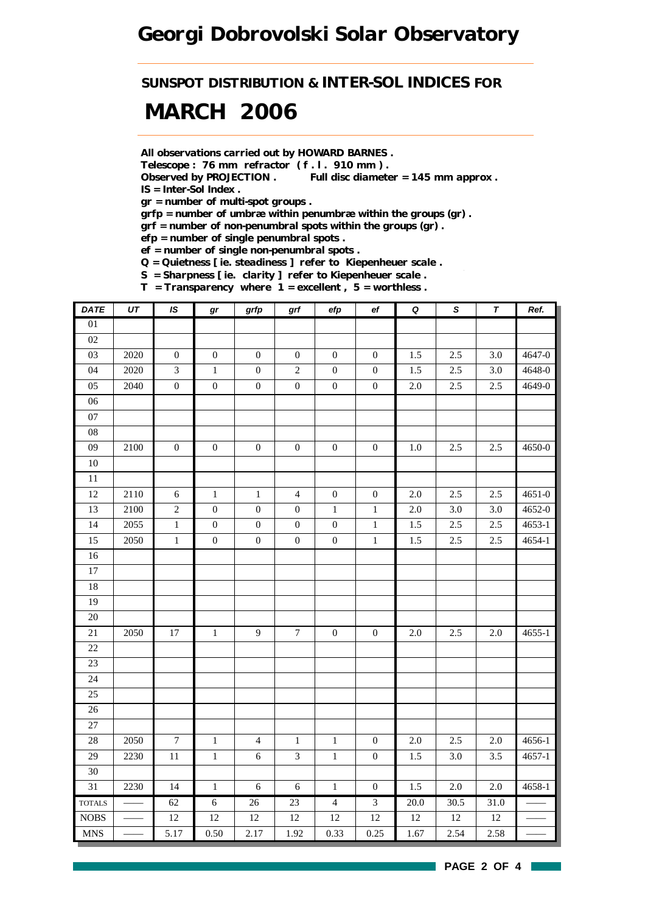# Georgi Dobrovolski Solar Observatory

## SUNSPOT DISTRIBUTION & INTER-SOL INDICES FOR

# MARCH 2006

**All observations carried out by HOWARD BARNES .**
**Telescope : 76 mm refractor ( f . l . 910 mm ) .**
**Observed by PROJECTION .  Full disc diameter = 145 mm approx .**
**IS = Inter-Sol Index .**
**gr = number of multi-spot groups .**
**grfp = number of umbræ within penumbræ within the groups (gr) .**
**grf = number of non-penumbral spots within the groups (gr) .**
**efp = number of single penumbral spots .**
**ef = number of single non-penumbral spots .**
**Q = Quietness [ ie. steadiness ] refer to Kiepenheuer scale .**
**S = Sharpness [ ie. clarity ] refer to Kiepenheuer scale .**
**T = Transparency where 1 = excellent , 5 = worthless .**

| DATE | UT | IS | gr | grfp | grf | efp | ef | Q | S | T | Ref. |
|---|---|---|---|---|---|---|---|---|---|---|---|
| 01 | | | | | | | | | | | |
| 02 | | | | | | | | | | | |
| 03 | 2020 | 0 | 0 | 0 | 0 | 0 | 0 | 1.5 | 2.5 | 3.0 | 4647-0 |
| 04 | 2020 | 3 | 1 | 0 | 2 | 0 | 0 | 1.5 | 2.5 | 3.0 | 4648-0 |
| 05 | 2040 | 0 | 0 | 0 | 0 | 0 | 0 | 2.0 | 2.5 | 2.5 | 4649-0 |
| 06 | | | | | | | | | | | |
| 07 | | | | | | | | | | | |
| 08 | | | | | | | | | | | |
| 09 | 2100 | 0 | 0 | 0 | 0 | 0 | 0 | 1.0 | 2.5 | 2.5 | 4650-0 |
| 10 | | | | | | | | | | | |
| 11 | | | | | | | | | | | |
| 12 | 2110 | 6 | 1 | 1 | 4 | 0 | 0 | 2.0 | 2.5 | 2.5 | 4651-0 |
| 13 | 2100 | 2 | 0 | 0 | 0 | 1 | 1 | 2.0 | 3.0 | 3.0 | 4652-0 |
| 14 | 2055 | 1 | 0 | 0 | 0 | 0 | 1 | 1.5 | 2.5 | 2.5 | 4653-1 |
| 15 | 2050 | 1 | 0 | 0 | 0 | 0 | 1 | 1.5 | 2.5 | 2.5 | 4654-1 |
| 16 | | | | | | | | | | | |
| 17 | | | | | | | | | | | |
| 18 | | | | | | | | | | | |
| 19 | | | | | | | | | | | |
| 20 | | | | | | | | | | | |
| 21 | 2050 | 17 | 1 | 9 | 7 | 0 | 0 | 2.0 | 2.5 | 2.0 | 4655-1 |
| 22 | | | | | | | | | | | |
| 23 | | | | | | | | | | | |
| 24 | | | | | | | | | | | |
| 25 | | | | | | | | | | | |
| 26 | | | | | | | | | | | |
| 27 | | | | | | | | | | | |
| 28 | 2050 | 7 | 1 | 4 | 1 | 1 | 0 | 2.0 | 2.5 | 2.0 | 4656-1 |
| 29 | 2230 | 11 | 1 | 6 | 3 | 1 | 0 | 1.5 | 3.0 | 3.5 | 4657-1 |
| 30 | | | | | | | | | | | |
| 31 | 2230 | 14 | 1 | 6 | 6 | 1 | 0 | 1.5 | 2.0 | 2.0 | 4658-1 |
| TOTALS | —— | 62 | 6 | 26 | 23 | 4 | 3 | 20.0 | 30.5 | 31.0 | —— |
| NOBS | —— | 12 | 12 | 12 | 12 | 12 | 12 | 12 | 12 | 12 | —— |
| MNS | —— | 5.17 | 0.50 | 2.17 | 1.92 | 0.33 | 0.25 | 1.67 | 2.54 | 2.58 | —— |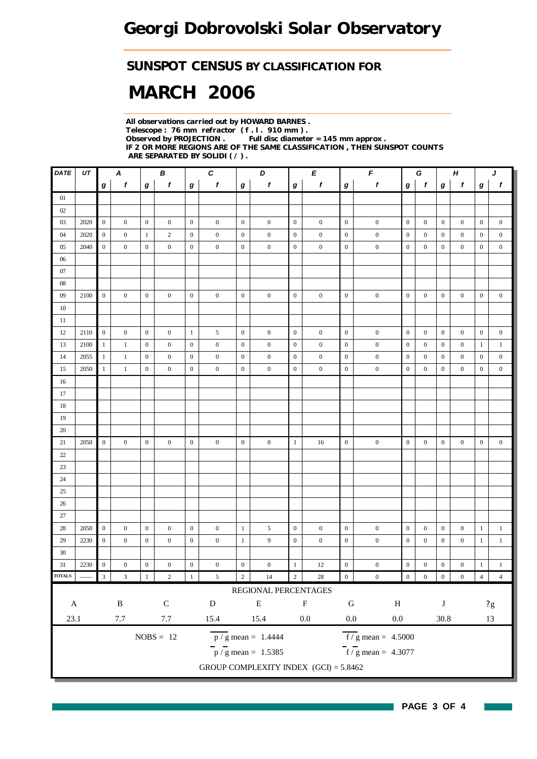# Georgi Dobrovolski Solar Observatory

## SUNSPOT CENSUS BY CLASSIFICATION FOR

# MARCH 2006

**All observations carried out by HOWARD BARNES .**
**Telescope : 76 mm refractor ( f . l . 910 mm ) .**
**Observed by PROJECTION . Full disc diameter = 145 mm approx .**
**IF 2 OR MORE REGIONS ARE OF THE SAME CLASSIFICATION , THEN SUNSPOT COUNTS ARE SEPARATED BY SOLIDI ( / ) .**

| DATE | UT | A | | B | | C | | D | | E | | F | | G | | H | | J | |
|---|---|---|---|---|---|---|---|---|---|---|---|---|---|---|---|---|---|---|---|
| | | g | f | g | f | g | f | g | f | g | f | g | f | g | f | g | f | g | f |
| 01 | | | | | | | | | | | | | | | | | | | |
| 02 | | | | | | | | | | | | | | | | | | | |
| 03 | 2020 | 0 | 0 | 0 | 0 | 0 | 0 | 0 | 0 | 0 | 0 | 0 | 0 | 0 | 0 | 0 | 0 | 0 | 0 |
| 04 | 2020 | 0 | 0 | 1 | 2 | 0 | 0 | 0 | 0 | 0 | 0 | 0 | 0 | 0 | 0 | 0 | 0 | 0 | 0 |
| 05 | 2040 | 0 | 0 | 0 | 0 | 0 | 0 | 0 | 0 | 0 | 0 | 0 | 0 | 0 | 0 | 0 | 0 | 0 | 0 |
| 06 | | | | | | | | | | | | | | | | | | | |
| 07 | | | | | | | | | | | | | | | | | | | |
| 08 | | | | | | | | | | | | | | | | | | | |
| 09 | 2100 | 0 | 0 | 0 | 0 | 0 | 0 | 0 | 0 | 0 | 0 | 0 | 0 | 0 | 0 | 0 | 0 | 0 | 0 |
| 10 | | | | | | | | | | | | | | | | | | | |
| 11 | | | | | | | | | | | | | | | | | | | |
| 12 | 2110 | 0 | 0 | 0 | 0 | 1 | 5 | 0 | 0 | 0 | 0 | 0 | 0 | 0 | 0 | 0 | 0 | 0 | 0 |
| 13 | 2100 | 1 | 1 | 0 | 0 | 0 | 0 | 0 | 0 | 0 | 0 | 0 | 0 | 0 | 0 | 0 | 0 | 1 | 1 |
| 14 | 2055 | 1 | 1 | 0 | 0 | 0 | 0 | 0 | 0 | 0 | 0 | 0 | 0 | 0 | 0 | 0 | 0 | 0 | 0 |
| 15 | 2050 | 1 | 1 | 0 | 0 | 0 | 0 | 0 | 0 | 0 | 0 | 0 | 0 | 0 | 0 | 0 | 0 | 0 | 0 |
| 16 | | | | | | | | | | | | | | | | | | | |
| 17 | | | | | | | | | | | | | | | | | | | |
| 18 | | | | | | | | | | | | | | | | | | | |
| 19 | | | | | | | | | | | | | | | | | | | |
| 20 | | | | | | | | | | | | | | | | | | | |
| 21 | 2050 | 0 | 0 | 0 | 0 | 0 | 0 | 0 | 0 | 1 | 16 | 0 | 0 | 0 | 0 | 0 | 0 | 0 | 0 |
| 22 | | | | | | | | | | | | | | | | | | | |
| 23 | | | | | | | | | | | | | | | | | | | |
| 24 | | | | | | | | | | | | | | | | | | | |
| 25 | | | | | | | | | | | | | | | | | | | |
| 26 | | | | | | | | | | | | | | | | | | | |
| 27 | | | | | | | | | | | | | | | | | | | |
| 28 | 2050 | 0 | 0 | 0 | 0 | 0 | 0 | 1 | 5 | 0 | 0 | 0 | 0 | 0 | 0 | 0 | 0 | 1 | 1 |
| 29 | 2230 | 0 | 0 | 0 | 0 | 0 | 0 | 1 | 9 | 0 | 0 | 0 | 0 | 0 | 0 | 0 | 0 | 1 | 1 |
| 30 | | | | | | | | | | | | | | | | | | | |
| 31 | 2230 | 0 | 0 | 0 | 0 | 0 | 0 | 0 | 0 | 1 | 12 | 0 | 0 | 0 | 0 | 0 | 0 | 1 | 1 |
| TOTALS | | 3 | 3 | 1 | 2 | 1 | 5 | 2 | 14 | 2 | 28 | 0 | 0 | 0 | 0 | 0 | 0 | 4 | 4 |

REGIONAL PERCENTAGES

| A | B | C | D | E | F | G | H | J | ?g |
|---|---|---|---|---|---|---|---|---|---|
| 23.1 | 7.7 | 7.7 | 15.4 | 15.4 | 0.0 | 0.0 | 0.0 | 30.8 | 13 |

NOBS = 12

$\overline{p} / g$ mean = 1.4444 $\quad$ $\overline{f} / g$ mean = 4.5000

$\overline{p} / \overline{g}$ mean = 1.5385 $\quad$ $\overline{f} / \overline{g}$ mean = 4.3077

GROUP COMPLEXITY INDEX (GCI) = 5.8462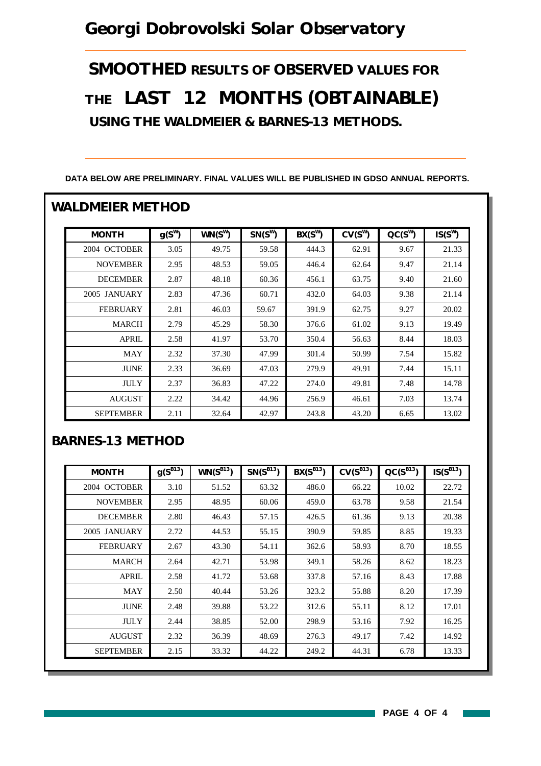# Georgi Dobrovolski Solar Observatory

## SMOOTHED RESULTS OF OBSERVED VALUES FOR THE LAST 12 MONTHS (OBTAINABLE) USING THE WALDMEIER & BARNES-13 METHODS.

**DATA BELOW ARE PRELIMINARY. FINAL VALUES WILL BE PUBLISHED IN GDSO ANNUAL REPORTS.**

## WALDMEIER METHOD

| MONTH | $g(S^W)$ | $WN(S^W)$ | $SN(S^W)$ | $BX(S^W)$ | $CV(S^W)$ | $QC(S^W)$ | $IS(S^W)$ |
|---|---|---|---|---|---|---|---|
| 2004 OCTOBER | 3.05 | 49.75 | 59.58 | 444.3 | 62.91 | 9.67 | 21.33 |
| NOVEMBER | 2.95 | 48.53 | 59.05 | 446.4 | 62.64 | 9.47 | 21.14 |
| DECEMBER | 2.87 | 48.18 | 60.36 | 456.1 | 63.75 | 9.40 | 21.60 |
| 2005 JANUARY | 2.83 | 47.36 | 60.71 | 432.0 | 64.03 | 9.38 | 21.14 |
| FEBRUARY | 2.81 | 46.03 | 59.67 | 391.9 | 62.75 | 9.27 | 20.02 |
| MARCH | 2.79 | 45.29 | 58.30 | 376.6 | 61.02 | 9.13 | 19.49 |
| APRIL | 2.58 | 41.97 | 53.70 | 350.4 | 56.63 | 8.44 | 18.03 |
| MAY | 2.32 | 37.30 | 47.99 | 301.4 | 50.99 | 7.54 | 15.82 |
| JUNE | 2.33 | 36.69 | 47.03 | 279.9 | 49.91 | 7.44 | 15.11 |
| JULY | 2.37 | 36.83 | 47.22 | 274.0 | 49.81 | 7.48 | 14.78 |
| AUGUST | 2.22 | 34.42 | 44.96 | 256.9 | 46.61 | 7.03 | 13.74 |
| SEPTEMBER | 2.11 | 32.64 | 42.97 | 243.8 | 43.20 | 6.65 | 13.02 |

## BARNES-13 METHOD

| MONTH | $g(S^{B13})$ | $WN(S^{B13})$ | $SN(S^{B13})$ | $BX(S^{B13})$ | $CV(S^{B13})$ | $QC(S^{B13})$ | $IS(S^{B13})$ |
|---|---|---|---|---|---|---|---|
| 2004 OCTOBER | 3.10 | 51.52 | 63.32 | 486.0 | 66.22 | 10.02 | 22.72 |
| NOVEMBER | 2.95 | 48.95 | 60.06 | 459.0 | 63.78 | 9.58 | 21.54 |
| DECEMBER | 2.80 | 46.43 | 57.15 | 426.5 | 61.36 | 9.13 | 20.38 |
| 2005 JANUARY | 2.72 | 44.53 | 55.15 | 390.9 | 59.85 | 8.85 | 19.33 |
| FEBRUARY | 2.67 | 43.30 | 54.11 | 362.6 | 58.93 | 8.70 | 18.55 |
| MARCH | 2.64 | 42.71 | 53.98 | 349.1 | 58.26 | 8.62 | 18.23 |
| APRIL | 2.58 | 41.72 | 53.68 | 337.8 | 57.16 | 8.43 | 17.88 |
| MAY | 2.50 | 40.44 | 53.26 | 323.2 | 55.88 | 8.20 | 17.39 |
| JUNE | 2.48 | 39.88 | 53.22 | 312.6 | 55.11 | 8.12 | 17.01 |
| JULY | 2.44 | 38.85 | 52.00 | 298.9 | 53.16 | 7.92 | 16.25 |
| AUGUST | 2.32 | 36.39 | 48.69 | 276.3 | 49.17 | 7.42 | 14.92 |
| SEPTEMBER | 2.15 | 33.32 | 44.22 | 249.2 | 44.31 | 6.78 | 13.33 |